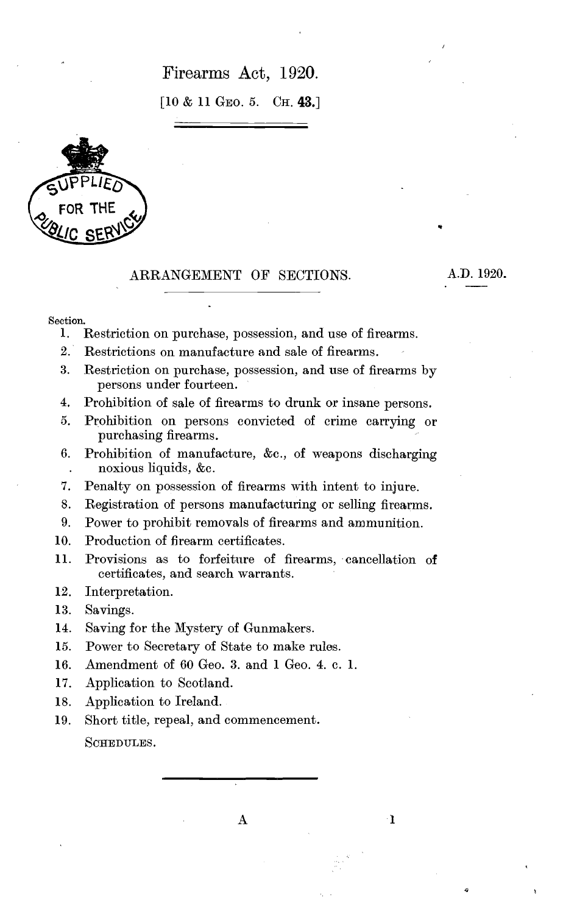# Firearms Act, 1920.

[10 & 11 Geo. 5. Ch. **43.**]

## ARRANGEMENT OF SECTIONS.

A.D. 1920.

Section.

1. Restriction on purchase, possession, and use of firearms.
2. Restrictions on manufacture and sale of firearms.
3. Restriction on purchase, possession, and use of firearms by persons under fourteen.
4. Prohibition of sale of firearms to drunk or insane persons.
5. Prohibition on persons convicted of crime carrying or purchasing firearms.
6. Prohibition of manufacture, &c., of weapons discharging noxious liquids, &c.
7. Penalty on possession of firearms with intent to injure.
8. Registration of persons manufacturing or selling firearms.
9. Power to prohibit removals of firearms and ammunition.
10. Production of firearm certificates.
11. Provisions as to forfeiture of firearms, cancellation of certificates, and search warrants.
12. Interpretation.
13. Savings.
14. Saving for the Mystery of Gunmakers.
15. Power to Secretary of State to make rules.
16. Amendment of 60 Geo. 3. and 1 Geo. 4. c. 1.
17. Application to Scotland.
18. Application to Ireland.
19. Short title, repeal, and commencement.

Schedules.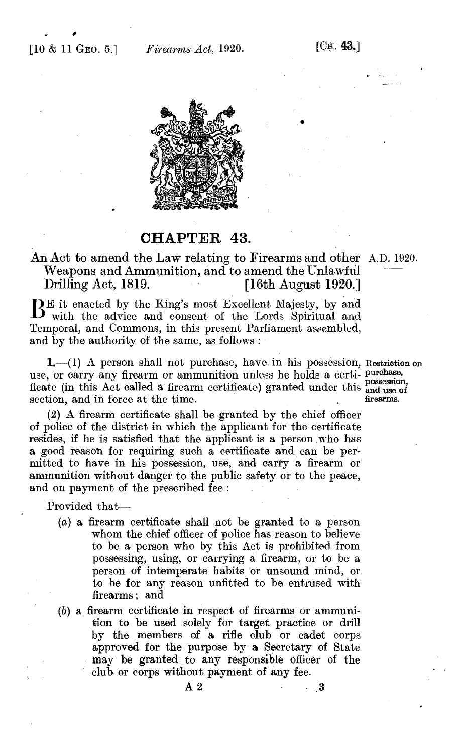# CHAPTER 43.

An Act to amend the Law relating to Firearms and other Weapons and Ammunition, and to amend the Unlawful Drilling Act, 1819. [16th August 1920.]

A.D. 1920.

BE it enacted by the King's most Excellent Majesty, by and with the advice and consent of the Lords Spiritual and Temporal, and Commons, in this present Parliament assembled, and by the authority of the same, as follows :

**Restriction on purchase, possession, and use of firearms.**

**1.**—(1) A person shall not purchase, have in his possession, use, or carry any firearm or ammunition unless he holds a certificate (in this Act called a firearm certificate) granted under this section, and in force at the time.

(2) A firearm certificate shall be granted by the chief officer of police of the district in which the applicant for the certificate resides, if he is satisfied that the applicant is a person who has a good reason for requiring such a certificate and can be permitted to have in his possession, use, and carry a firearm or ammunition without danger to the public safety or to the peace, and on payment of the prescribed fee :

Provided that—

(*a*) a firearm certificate shall not be granted to a person whom the chief officer of police has reason to believe to be a person who by this Act is prohibited from possessing, using, or carrying a firearm, or to be a person of intemperate habits or unsound mind, or to be for any reason unfitted to be entrused with firearms; and

(*b*) a firearm certificate in respect of firearms or ammunition to be used solely for target practice or drill by the members of a rifle club or cadet corps approved for the purpose by a Secretary of State may be granted to any responsible officer of the club or corps without payment of any fee.

A 2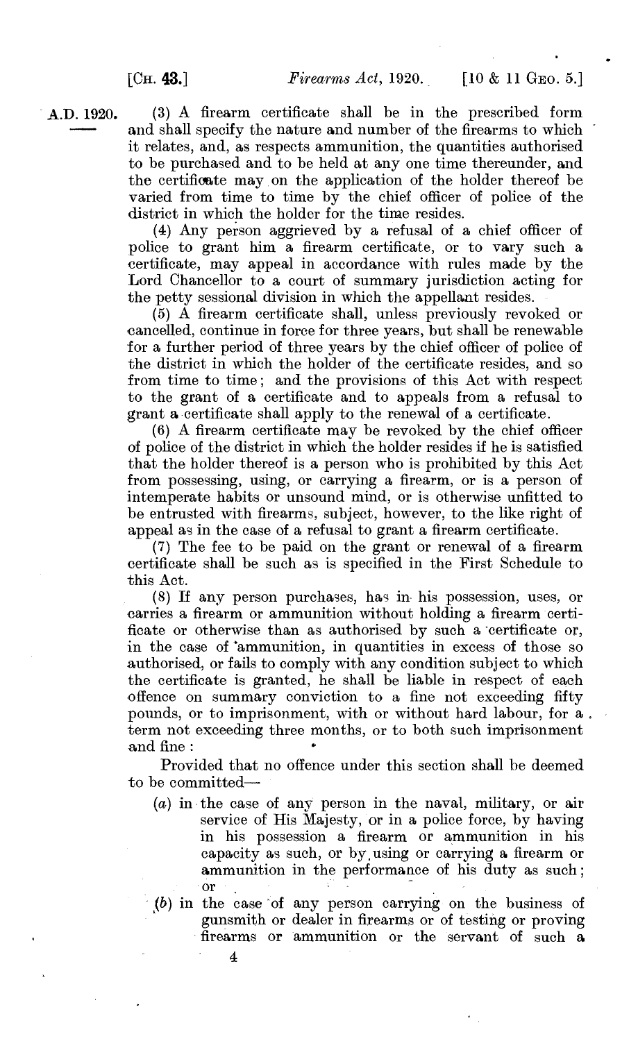(3) A firearm certificate shall be in the prescribed form and shall specify the nature and number of the firearms to which it relates, and, as respects ammunition, the quantities authorised to be purchased and to be held at any one time thereunder, and the certificate may on the application of the holder thereof be varied from time to time by the chief officer of police of the district in which the holder for the time resides.

(4) Any person aggrieved by a refusal of a chief officer of police to grant him a firearm certificate, or to vary such a certificate, may appeal in accordance with rules made by the Lord Chancellor to a court of summary jurisdiction acting for the petty sessional division in which the appellant resides.

(5) A firearm certificate shall, unless previously revoked or cancelled, continue in force for three years, but shall be renewable for a further period of three years by the chief officer of police of the district in which the holder of the certificate resides, and so from time to time; and the provisions of this Act with respect to the grant of a certificate and to appeals from a refusal to grant a certificate shall apply to the renewal of a certificate.

(6) A firearm certificate may be revoked by the chief officer of police of the district in which the holder resides if he is satisfied that the holder thereof is a person who is prohibited by this Act from possessing, using, or carrying a firearm, or is a person of intemperate habits or unsound mind, or is otherwise unfitted to be entrusted with firearms, subject, however, to the like right of appeal as in the case of a refusal to grant a firearm certificate.

(7) The fee to be paid on the grant or renewal of a firearm certificate shall be such as is specified in the First Schedule to this Act.

(8) If any person purchases, has in his possession, uses, or carries a firearm or ammunition without holding a firearm certificate or otherwise than as authorised by such a certificate or, in the case of ammunition, in quantities in excess of those so authorised, or fails to comply with any condition subject to which the certificate is granted, he shall be liable in respect of each offence on summary conviction to a fine not exceeding fifty pounds, or to imprisonment, with or without hard labour, for a term not exceeding three months, or to both such imprisonment and fine:

Provided that no offence under this section shall be deemed to be committed—

(a) in the case of any person in the naval, military, or air service of His Majesty, or in a police force, by having in his possession a firearm or ammunition in his capacity as such, or by using or carrying a firearm or ammunition in the performance of his duty as such; or

(b) in the case of any person carrying on the business of gunsmith or dealer in firearms or of testing or proving firearms or ammunition or the servant of such a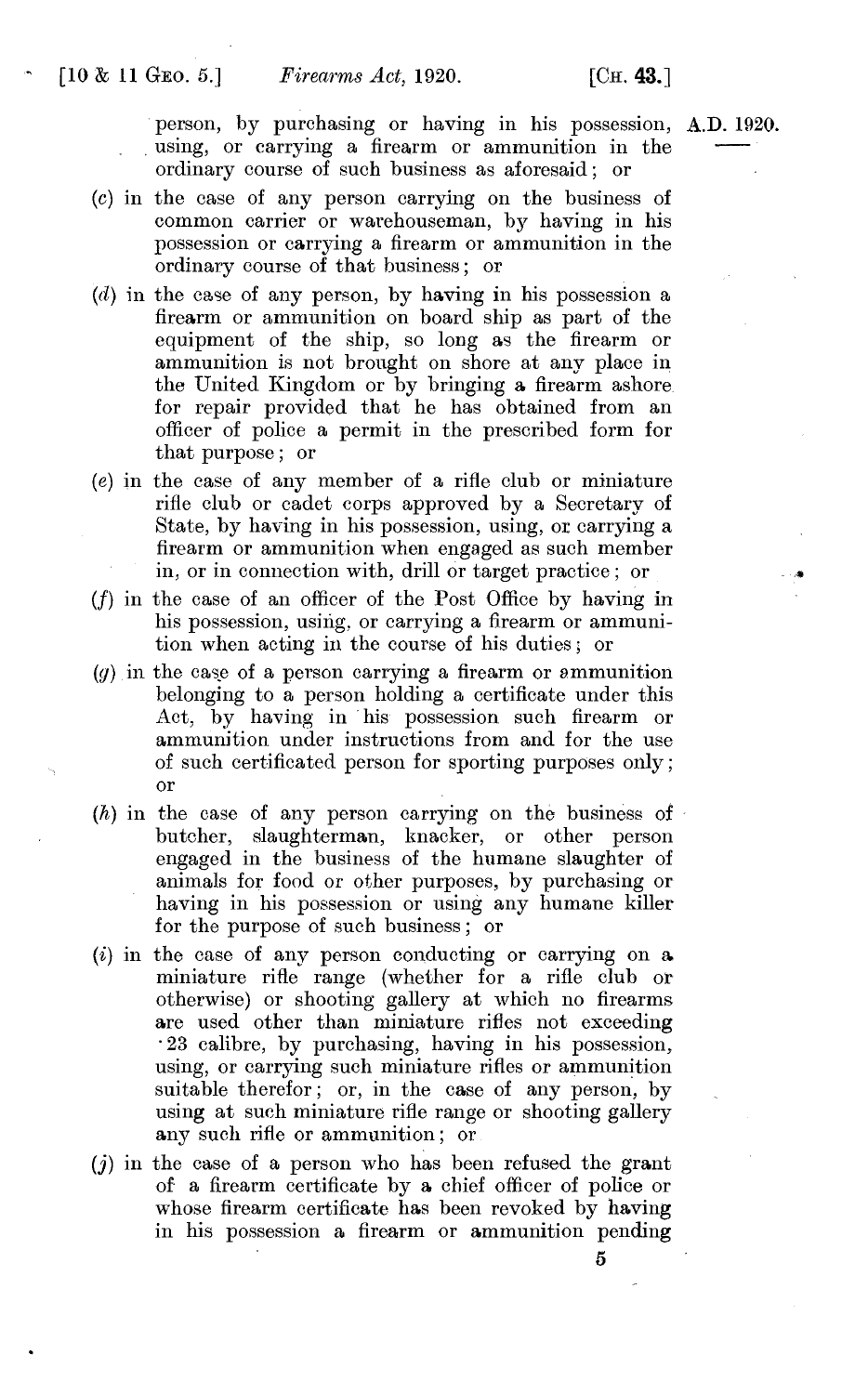person, by purchasing or having in his possession, using, or carrying a firearm or ammunition in the ordinary course of such business as aforesaid; or

(c) in the case of any person carrying on the business of common carrier or warehouseman, by having in his possession or carrying a firearm or ammunition in the ordinary course of that business; or

(d) in the case of any person, by having in his possession a firearm or ammunition on board ship as part of the equipment of the ship, so long as the firearm or ammunition is not brought on shore at any place in the United Kingdom or by bringing a firearm ashore for repair provided that he has obtained from an officer of police a permit in the prescribed form for that purpose; or

(e) in the case of any member of a rifle club or miniature rifle club or cadet corps approved by a Secretary of State, by having in his possession, using, or carrying a firearm or ammunition when engaged as such member in, or in connection with, drill or target practice; or

(f) in the case of an officer of the Post Office by having in his possession, using, or carrying a firearm or ammunition when acting in the course of his duties; or

(g) in the case of a person carrying a firearm or ammunition belonging to a person holding a certificate under this Act, by having in his possession such firearm or ammunition under instructions from and for the use of such certificated person for sporting purposes only; or

(h) in the case of any person carrying on the business of butcher, slaughterman, knacker, or other person engaged in the business of the humane slaughter of animals for food or other purposes, by purchasing or having in his possession or using any humane killer for the purpose of such business; or

(i) in the case of any person conducting or carrying on a miniature rifle range (whether for a rifle club or otherwise) or shooting gallery at which no firearms are used other than miniature rifles not exceeding ·23 calibre, by purchasing, having in his possession, using, or carrying such miniature rifles or ammunition suitable therefor; or, in the case of any person, by using at such miniature rifle range or shooting gallery any such rifle or ammunition; or

(j) in the case of a person who has been refused the grant of a firearm certificate by a chief officer of police or whose firearm certificate has been revoked by having in his possession a firearm or ammunition pending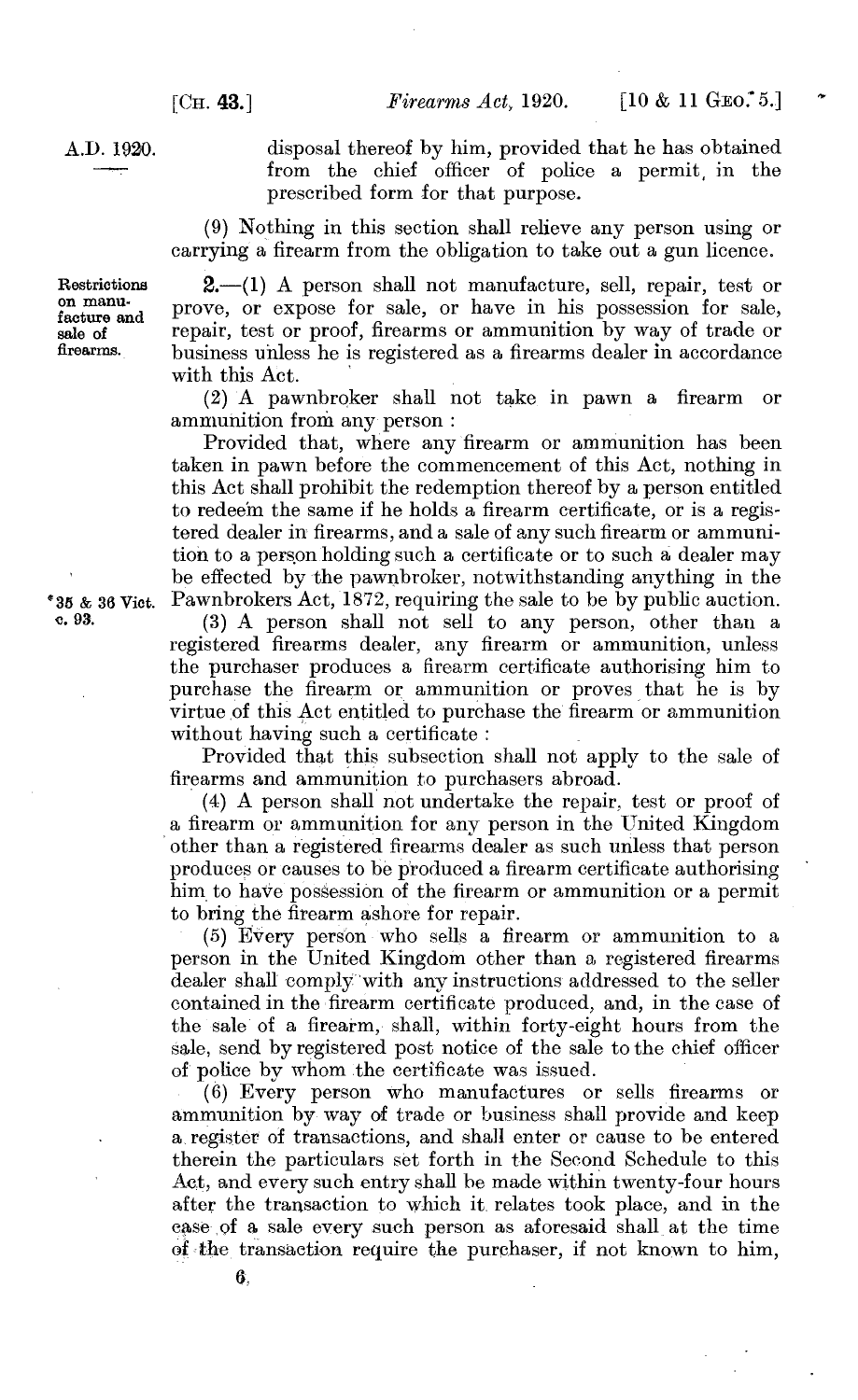disposal thereof by him, provided that he has obtained from the chief officer of police a permit, in the prescribed form for that purpose.

(9) Nothing in this section shall relieve any person using or carrying a firearm from the obligation to take out a gun licence.

Restrictions on manufacture and sale of firearms.

**2.**—(1) A person shall not manufacture, sell, repair, test or prove, or expose for sale, or have in his possession for sale, repair, test or proof, firearms or ammunition by way of trade or business unless he is registered as a firearms dealer in accordance with this Act.

(2) A pawnbroker shall not take in pawn a firearm or ammunition from any person :

Provided that, where any firearm or ammunition has been taken in pawn before the commencement of this Act, nothing in this Act shall prohibit the redemption thereof by a person entitled to redeem the same if he holds a firearm certificate, or is a registered dealer in firearms, and a sale of any such firearm or ammunition to a person holding such a certificate or to such a dealer may be effected by the pawnbroker, notwithstanding anything in the Pawnbrokers Act, 1872, requiring the sale to be by public auction.

35 & 36 Vict. c. 93.

(3) A person shall not sell to any person, other than a registered firearms dealer, any firearm or ammunition, unless the purchaser produces a firearm certificate authorising him to purchase the firearm or ammunition or proves that he is by virtue of this Act entitled to purchase the firearm or ammunition without having such a certificate :

Provided that this subsection shall not apply to the sale of firearms and ammunition to purchasers abroad.

(4) A person shall not undertake the repair, test or proof of a firearm or ammunition for any person in the United Kingdom other than a registered firearms dealer as such unless that person produces or causes to be produced a firearm certificate authorising him to have possession of the firearm or ammunition or a permit to bring the firearm ashore for repair.

(5) Every person who sells a firearm or ammunition to a person in the United Kingdom other than a registered firearms dealer shall comply with any instructions addressed to the seller contained in the firearm certificate produced, and, in the case of the sale of a firearm, shall, within forty-eight hours from the sale, send by registered post notice of the sale to the chief officer of police by whom the certificate was issued.

(6) Every person who manufactures or sells firearms or ammunition by way of trade or business shall provide and keep a register of transactions, and shall enter or cause to be entered therein the particulars set forth in the Second Schedule to this Act, and every such entry shall be made within twenty-four hours after the transaction to which it relates took place, and in the case of a sale every such person as aforesaid shall at the time of the transaction require the purchaser, if not known to him,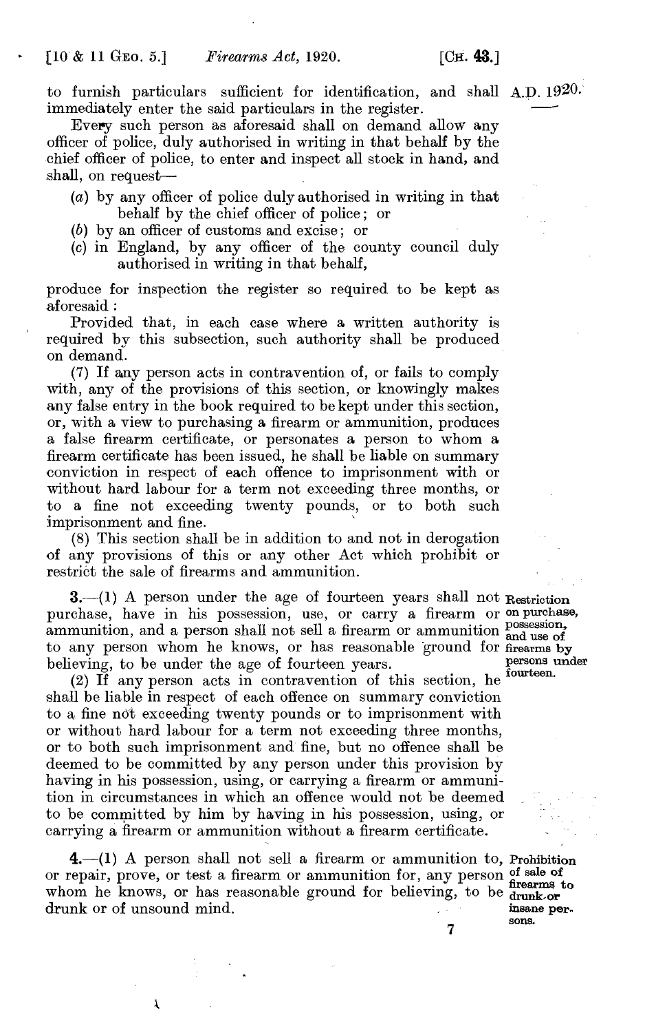to furnish particulars sufficient for identification, and shall immediately enter the said particulars in the register.

Every such person as aforesaid shall on demand allow any officer of police, duly authorised in writing in that behalf by the chief officer of police, to enter and inspect all stock in hand, and shall, on request—

(a) by any officer of police duly authorised in writing in that behalf by the chief officer of police; or

(b) by an officer of customs and excise; or

(c) in England, by any officer of the county council duly authorised in writing in that behalf,

produce for inspection the register so required to be kept as aforesaid:

Provided that, in each case where a written authority is required by this subsection, such authority shall be produced on demand.

(7) If any person acts in contravention of, or fails to comply with, any of the provisions of this section, or knowingly makes any false entry in the book required to be kept under this section, or, with a view to purchasing a firearm or ammunition, produces a false firearm certificate, or personates a person to whom a firearm certificate has been issued, he shall be liable on summary conviction in respect of each offence to imprisonment with or without hard labour for a term not exceeding three months, or to a fine not exceeding twenty pounds, or to both such imprisonment and fine.

(8) This section shall be in addition to and not in derogation of any provisions of this or any other Act which prohibit or restrict the sale of firearms and ammunition.

**Restriction on purchase, possession, and use of firearms by persons under fourteen.**

**3.**—(1) A person under the age of fourteen years shall not purchase, have in his possession, use, or carry a firearm or ammunition, and a person shall not sell a firearm or ammunition to any person whom he knows, or has reasonable ground for believing, to be under the age of fourteen years.

(2) If any person acts in contravention of this section, he shall be liable in respect of each offence on summary conviction to a fine not exceeding twenty pounds or to imprisonment with or without hard labour for a term not exceeding three months, or to both such imprisonment and fine, but no offence shall be deemed to be committed by any person under this provision by having in his possession, using, or carrying a firearm or ammunition in circumstances in which an offence would not be deemed to be committed by him by having in his possession, using, or carrying a firearm or ammunition without a firearm certificate.

**Prohibition of sale of firearms to drunk or insane persons.**

**4.**—(1) A person shall not sell a firearm or ammunition to, or repair, prove, or test a firearm or ammunition for, any person whom he knows, or has reasonable ground for believing, to be drunk or of unsound mind.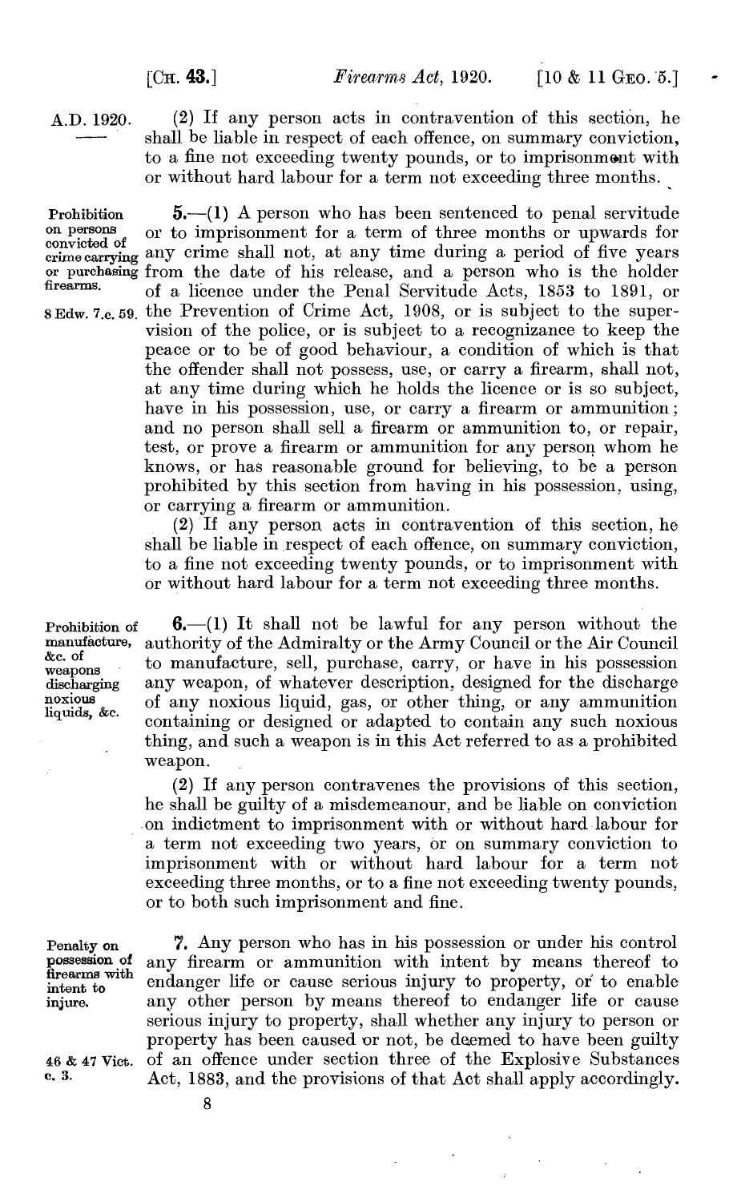A.D. 1920.

(2) If any person acts in contravention of this section, he shall be liable in respect of each offence, on summary conviction, to a fine not exceeding twenty pounds, or to imprisonment with or without hard labour for a term not exceeding three months.

**Prohibition on persons convicted of crime carrying or purchasing firearms.**

**5.**—(1) A person who has been sentenced to penal servitude or to imprisonment for a term of three months or upwards for any crime shall not, at any time during a period of five years from the date of his release, and a person who is the holder of a licence under the Penal Servitude Acts, 1853 to 1891, or the Prevention of Crime Act, 1908, or is subject to the supervision of the police, or is subject to a recognizance to keep the peace or to be of good behaviour, a condition of which is that the offender shall not possess, use, or carry a firearm, shall not, at any time during which he holds the licence or is so subject, have in his possession, use, or carry a firearm or ammunition; and no person shall sell a firearm or ammunition to, or repair, test, or prove a firearm or ammunition for any person whom he knows, or has reasonable ground for believing, to be a person prohibited by this section from having in his possession, using, or carrying a firearm or ammunition.

8 Edw. 7. c. 59.

(2) If any person acts in contravention of this section, he shall be liable in respect of each offence, on summary conviction, to a fine not exceeding twenty pounds, or to imprisonment with or without hard labour for a term not exceeding three months.

**Prohibition of manufacture, &c. of weapons discharging noxious liquids, &c.**

**6.**—(1) It shall not be lawful for any person without the authority of the Admiralty or the Army Council or the Air Council to manufacture, sell, purchase, carry, or have in his possession any weapon, of whatever description, designed for the discharge of any noxious liquid, gas, or other thing, or any ammunition containing or designed or adapted to contain any such noxious thing, and such a weapon is in this Act referred to as a prohibited weapon.

(2) If any person contravenes the provisions of this section, he shall be guilty of a misdemeanour, and be liable on conviction on indictment to imprisonment with or without hard labour for a term not exceeding two years, or on summary conviction to imprisonment with or without hard labour for a term not exceeding three months, or to a fine not exceeding twenty pounds, or to both such imprisonment and fine.

**Penalty on possession of firearms with intent to injure.**

**7.** Any person who has in his possession or under his control any firearm or ammunition with intent by means thereof to endanger life or cause serious injury to property, or to enable any other person by means thereof to endanger life or cause serious injury to property, shall whether any injury to person or property has been caused or not, be deemed to have been guilty of an offence under section three of the Explosive Substances Act, 1883, and the provisions of that Act shall apply accordingly.

46 & 47 Vict. c. 3.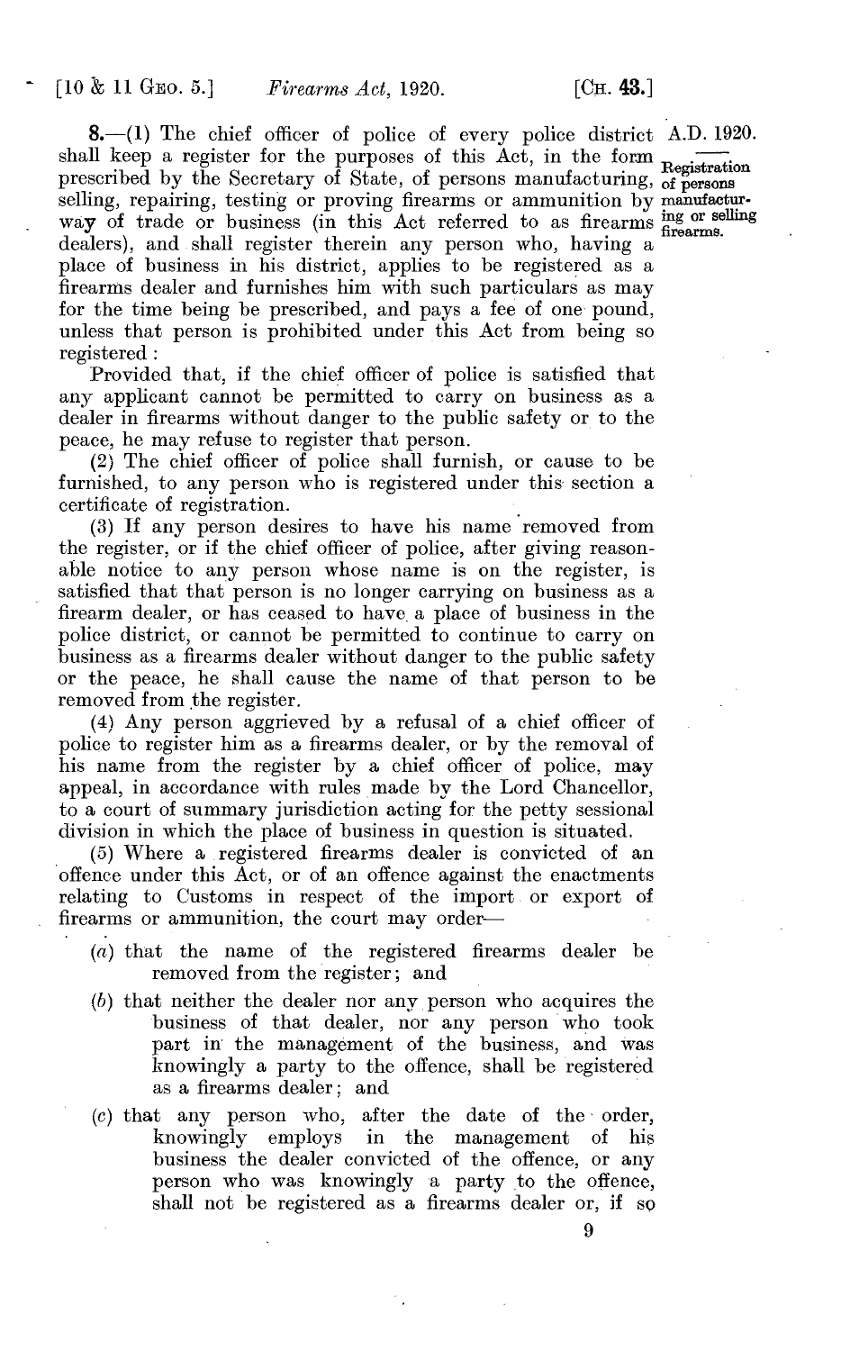**8.**—(1) The chief officer of police of every police district shall keep a register for the purposes of this Act, in the form prescribed by the Secretary of State, of persons manufacturing, selling, repairing, testing or proving firearms or ammunition by way of trade or business (in this Act referred to as firearms dealers), and shall register therein any person who, having a place of business in his district, applies to be registered as a firearms dealer and furnishes him with such particulars as may for the time being be prescribed, and pays a fee of one pound, unless that person is prohibited under this Act from being so registered:

A.D. 1920.

Registration of persons manufacturing or selling firearms.

Provided that, if the chief officer of police is satisfied that any applicant cannot be permitted to carry on business as a dealer in firearms without danger to the public safety or to the peace, he may refuse to register that person.

(2) The chief officer of police shall furnish, or cause to be furnished, to any person who is registered under this section a certificate of registration.

(3) If any person desires to have his name removed from the register, or if the chief officer of police, after giving reasonable notice to any person whose name is on the register, is satisfied that that person is no longer carrying on business as a firearm dealer, or has ceased to have a place of business in the police district, or cannot be permitted to continue to carry on business as a firearms dealer without danger to the public safety or the peace, he shall cause the name of that person to be removed from the register.

(4) Any person aggrieved by a refusal of a chief officer of police to register him as a firearms dealer, or by the removal of his name from the register by a chief officer of police, may appeal, in accordance with rules made by the Lord Chancellor, to a court of summary jurisdiction acting for the petty sessional division in which the place of business in question is situated.

(5) Where a registered firearms dealer is convicted of an offence under this Act, or of an offence against the enactments relating to Customs in respect of the import or export of firearms or ammunition, the court may order—

- (*a*) that the name of the registered firearms dealer be removed from the register; and
- (*b*) that neither the dealer nor any person who acquires the business of that dealer, nor any person who took part in the management of the business, and was knowingly a party to the offence, shall be registered as a firearms dealer; and
- (*c*) that any person who, after the date of the order, knowingly employs in the management of his business the dealer convicted of the offence, or any person who was knowingly a party to the offence, shall not be registered as a firearms dealer or, if so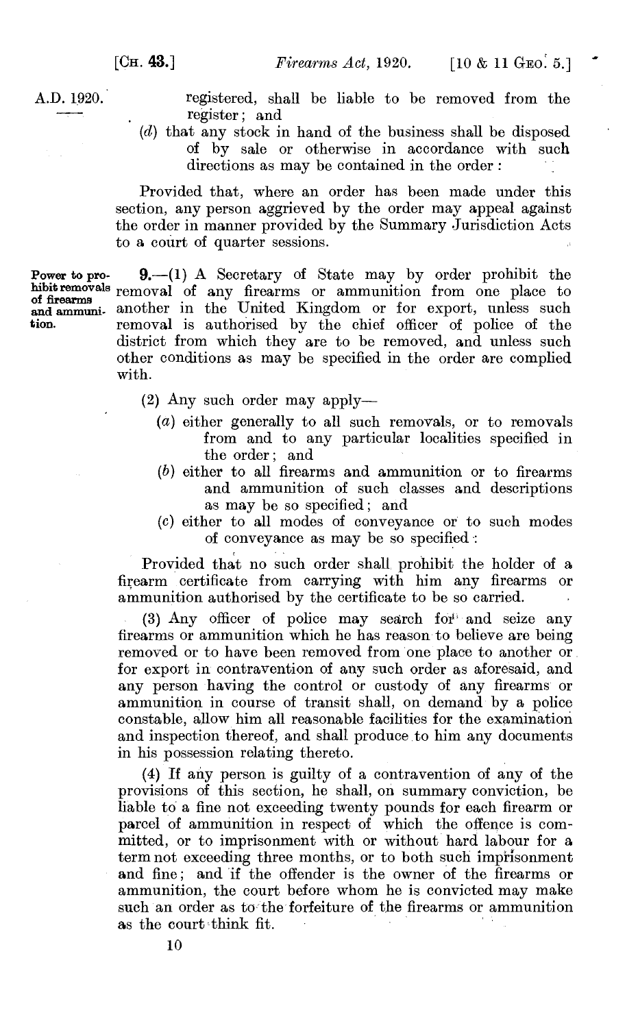registered, shall be liable to be removed from the register; and

(*d*) that any stock in hand of the business shall be disposed of by sale or otherwise in accordance with such directions as may be contained in the order:

Provided that, where an order has been made under this section, any person aggrieved by the order may appeal against the order in manner provided by the Summary Jurisdiction Acts to a court of quarter sessions.

**Power to prohibit removals of firearms and ammunition.**

**9.**—(1) A Secretary of State may by order prohibit the removal of any firearms or ammunition from one place to another in the United Kingdom or for export, unless such removal is authorised by the chief officer of police of the district from which they are to be removed, and unless such other conditions as may be specified in the order are complied with.

(2) Any such order may apply—

(*a*) either generally to all such removals, or to removals from and to any particular localities specified in the order; and

(*b*) either to all firearms and ammunition or to firearms and ammunition of such classes and descriptions as may be so specified; and

(*c*) either to all modes of conveyance or to such modes of conveyance as may be so specified:

Provided that no such order shall prohibit the holder of a firearm certificate from carrying with him any firearms or ammunition authorised by the certificate to be so carried.

(3) Any officer of police may search for and seize any firearms or ammunition which he has reason to believe are being removed or to have been removed from one place to another or for export in contravention of any such order as aforesaid, and any person having the control or custody of any firearms or ammunition in course of transit shall, on demand by a police constable, allow him all reasonable facilities for the examination and inspection thereof, and shall produce to him any documents in his possession relating thereto.

(4) If any person is guilty of a contravention of any of the provisions of this section, he shall, on summary conviction, be liable to a fine not exceeding twenty pounds for each firearm or parcel of ammunition in respect of which the offence is committed, or to imprisonment with or without hard labour for a term not exceeding three months, or to both such imprisonment and fine; and if the offender is the owner of the firearms or ammunition, the court before whom he is convicted may make such an order as to the forfeiture of the firearms or ammunition as the court think fit.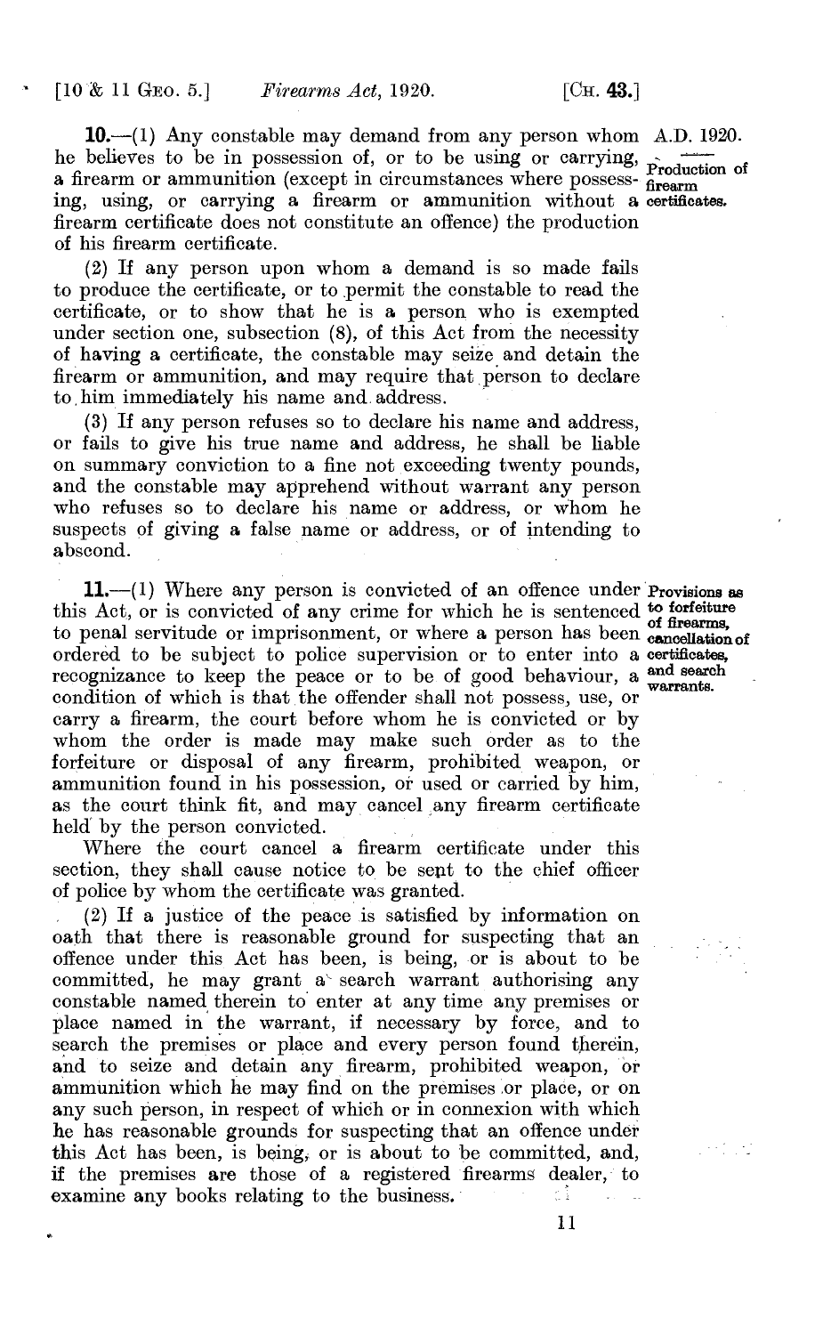**10.**—(1) Any constable may demand from any person whom he believes to be in possession of, or to be using or carrying, a firearm or ammunition (except in circumstances where possessing, using, or carrying a firearm or ammunition without a firearm certificate does not constitute an offence) the production of his firearm certificate.

*Production of firearm certificates.*

(2) If any person upon whom a demand is so made fails to produce the certificate, or to permit the constable to read the certificate, or to show that he is a person who is exempted under section one, subsection (8), of this Act from the necessity of having a certificate, the constable may seize and detain the firearm or ammunition, and may require that person to declare to him immediately his name and address.

(3) If any person refuses so to declare his name and address, or fails to give his true name and address, he shall be liable on summary conviction to a fine not exceeding twenty pounds, and the constable may apprehend without warrant any person who refuses so to declare his name or address, or whom he suspects of giving a false name or address, or of intending to abscond.

**11.**—(1) Where any person is convicted of an offence under this Act, or is convicted of any crime for which he is sentenced to penal servitude or imprisonment, or where a person has been ordered to be subject to police supervision or to enter into a recognizance to keep the peace or to be of good behaviour, a condition of which is that the offender shall not possess, use, or carry a firearm, the court before whom he is convicted or by whom the order is made may make such order as to the forfeiture or disposal of any firearm, prohibited weapon, or ammunition found in his possession, or used or carried by him, as the court think fit, and may cancel any firearm certificate held by the person convicted.

*Provisions as to forfeiture of firearms, cancellation of certificates, and search warrants.*

Where the court cancel a firearm certificate under this section, they shall cause notice to be sent to the chief officer of police by whom the certificate was granted.

(2) If a justice of the peace is satisfied by information on oath that there is reasonable ground for suspecting that an offence under this Act has been, is being, or is about to be committed, he may grant a search warrant authorising any constable named therein to enter at any time any premises or place named in the warrant, if necessary by force, and to search the premises or place and every person found therein, and to seize and detain any firearm, prohibited weapon, or ammunition which he may find on the premises or place, or on any such person, in respect of which or in connexion with which he has reasonable grounds for suspecting that an offence under this Act has been, is being, or is about to be committed, and, if the premises are those of a registered firearms dealer, to examine any books relating to the business.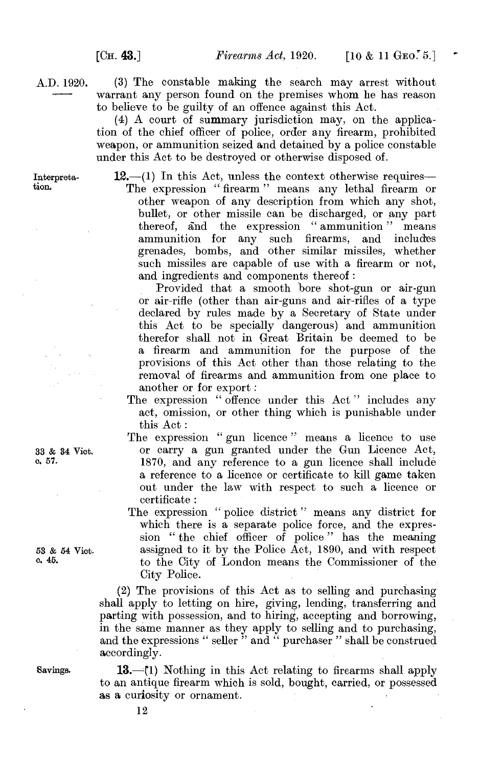A.D. 1920.

(3) The constable making the search may arrest without warrant any person found on the premises whom he has reason to believe to be guilty of an offence against this Act.

(4) A court of summary jurisdiction may, on the application of the chief officer of police, order any firearm, prohibited weapon, or ammunition seized and detained by a police constable under this Act to be destroyed or otherwise disposed of.

Interpretation.

**12.**—(1) In this Act, unless the context otherwise requires—

The expression "firearm" means any lethal firearm or other weapon of any description from which any shot, bullet, or other missile can be discharged, or any part thereof, and the expression "ammunition" means ammunition for any such firearms, and includes grenades, bombs, and other similar missiles, whether such missiles are capable of use with a firearm or not, and ingredients and components thereof:

Provided that a smooth bore shot-gun or air-gun or air-rifle (other than air-guns and air-rifles of a type declared by rules made by a Secretary of State under this Act to be specially dangerous) and ammunition therefor shall not in Great Britain be deemed to be a firearm and ammunition for the purpose of the provisions of this Act other than those relating to the removal of firearms and ammunition from one place to another or for export:

The expression "offence under this Act" includes any act, omission, or other thing which is punishable under this Act:

The expression "gun licence" means a licence to use or carry a gun granted under the Gun Licence Act, 1870, and any reference to a gun licence shall include a reference to a licence or certificate to kill game taken out under the law with respect to such a licence or certificate:

33 & 34 Vict. c. 57.

The expression "police district" means any district for which there is a separate police force, and the expression "the chief officer of police" has the meaning assigned to it by the Police Act, 1890, and with respect to the City of London means the Commissioner of the City Police.

53 & 54 Vict. c. 45.

(2) The provisions of this Act as to selling and purchasing shall apply to letting on hire, giving, lending, transferring and parting with possession, and to hiring, accepting and borrowing, in the same manner as they apply to selling and to purchasing, and the expressions "seller" and "purchaser" shall be construed accordingly.

Savings.

**13.**—(1) Nothing in this Act relating to firearms shall apply to an antique firearm which is sold, bought, carried, or possessed as a curiosity or ornament.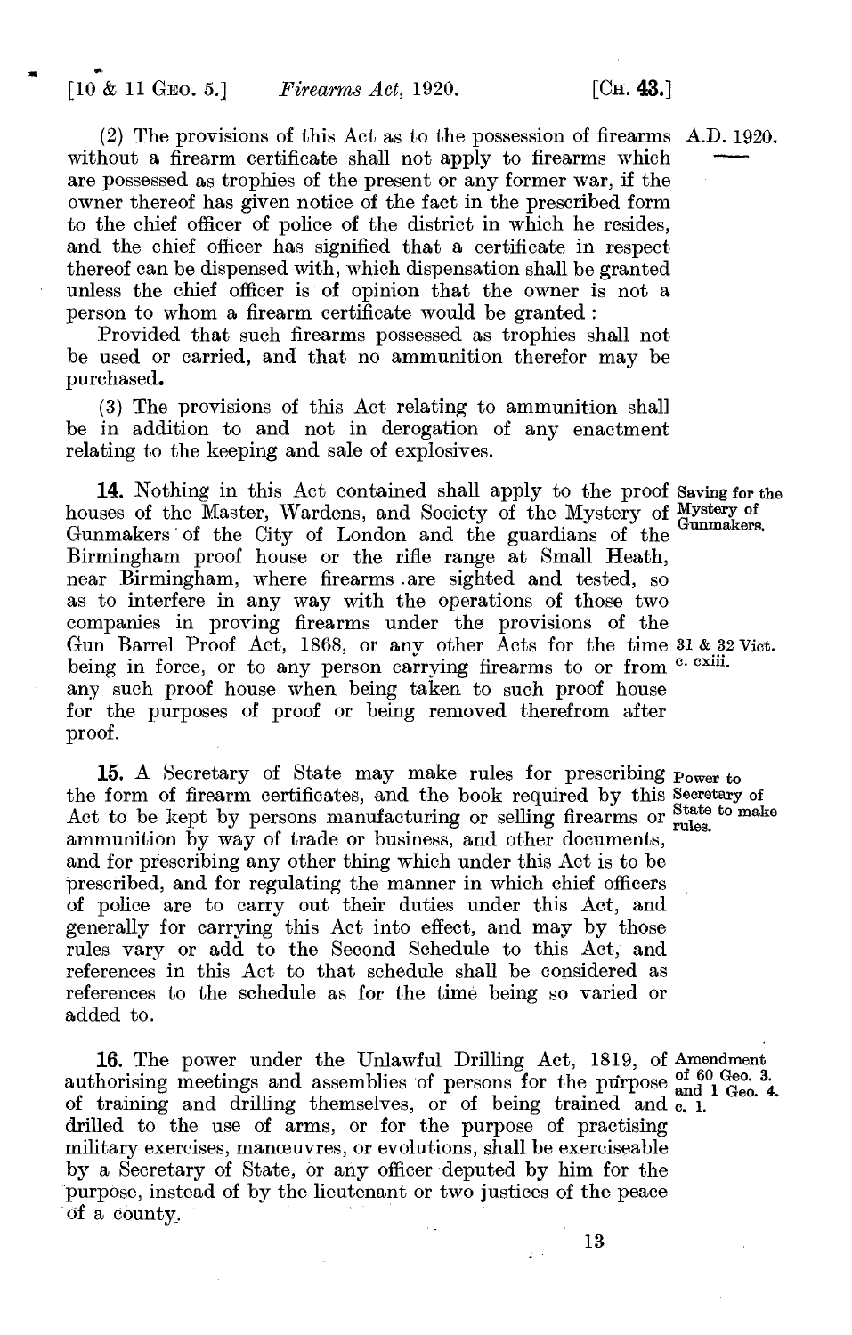(2) The provisions of this Act as to the possession of firearms without a firearm certificate shall not apply to firearms which are possessed as trophies of the present or any former war, if the owner thereof has given notice of the fact in the prescribed form to the chief officer of police of the district in which he resides, and the chief officer has signified that a certificate in respect thereof can be dispensed with, which dispensation shall be granted unless the chief officer is of opinion that the owner is not a person to whom a firearm certificate would be granted:

Provided that such firearms possessed as trophies shall not be used or carried, and that no ammunition therefor may be purchased.

(3) The provisions of this Act relating to ammunition shall be in addition to and not in derogation of any enactment relating to the keeping and sale of explosives.

*Saving for the Mystery of Gunmakers.*

**14.** Nothing in this Act contained shall apply to the proof houses of the Master, Wardens, and Society of the Mystery of Gunmakers of the City of London and the guardians of the Birmingham proof house or the rifle range at Small Heath, near Birmingham, where firearms are sighted and tested, so as to interfere in any way with the operations of those two companies in proving firearms under the provisions of the Gun Barrel Proof Act, 1868, or any other Acts for the time being in force, or to any person carrying firearms to or from any such proof house when being taken to such proof house for the purposes of proof or being removed therefrom after proof.

*31 & 32 Vict. c. cxiii.*

*Power to Secretary of State to make rules.*

**15.** A Secretary of State may make rules for prescribing the form of firearm certificates, and the book required by this Act to be kept by persons manufacturing or selling firearms or ammunition by way of trade or business, and other documents, and for prescribing any other thing which under this Act is to be prescribed, and for regulating the manner in which chief officers of police are to carry out their duties under this Act, and generally for carrying this Act into effect, and may by those rules vary or add to the Second Schedule to this Act, and references in this Act to that schedule shall be considered as references to the schedule as for the time being so varied or added to.

*Amendment of 60 Geo. 3. and 1 Geo. 4. c. 1.*

**16.** The power under the Unlawful Drilling Act, 1819, of authorising meetings and assemblies of persons for the purpose of training and drilling themselves, or of being trained and drilled to the use of arms, or for the purpose of practising military exercises, manœuvres, or evolutions, shall be exerciseable by a Secretary of State, or any officer deputed by him for the purpose, instead of by the lieutenant or two justices of the peace of a county.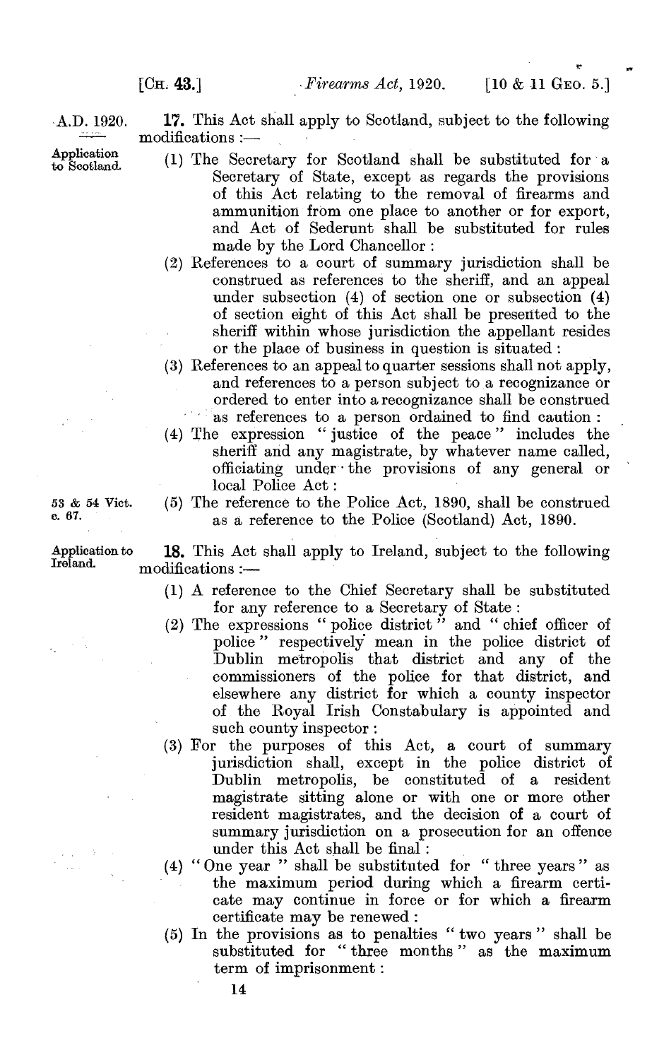A.D. 1920.

Application to Scotland.

**17.** This Act shall apply to Scotland, subject to the following modifications :—

(1) The Secretary for Scotland shall be substituted for a Secretary of State, except as regards the provisions of this Act relating to the removal of firearms and ammunition from one place to another or for export, and Act of Sederunt shall be substituted for rules made by the Lord Chancellor :

(2) References to a court of summary jurisdiction shall be construed as references to the sheriff, and an appeal under subsection (4) of section one or subsection (4) of section eight of this Act shall be presented to the sheriff within whose jurisdiction the appellant resides or the place of business in question is situated :

(3) References to an appeal to quarter sessions shall not apply, and references to a person subject to a recognizance or ordered to enter into a recognizance shall be construed as references to a person ordained to find caution :

(4) The expression "justice of the peace" includes the sheriff and any magistrate, by whatever name called, officiating under the provisions of any general or local Police Act :

53 & 54 Vict. c. 67.

(5) The reference to the Police Act, 1890, shall be construed as a reference to the Police (Scotland) Act, 1890.

Application to Ireland.

**18.** This Act shall apply to Ireland, subject to the following modifications :—

(1) A reference to the Chief Secretary shall be substituted for any reference to a Secretary of State :

(2) The expressions "police district" and "chief officer of police" respectively mean in the police district of Dublin metropolis that district and any of the commissioners of the police for that district, and elsewhere any district for which a county inspector of the Royal Irish Constabulary is appointed and such county inspector :

(3) For the purposes of this Act, a court of summary jurisdiction shall, except in the police district of Dublin metropolis, be constituted of a resident magistrate sitting alone or with one or more other resident magistrates, and the decision of a court of summary jurisdiction on a prosecution for an offence under this Act shall be final :

(4) "One year" shall be substituted for "three years" as the maximum period during which a firearm certicate may continue in force or for which a firearm certificate may be renewed :

(5) In the provisions as to penalties "two years" shall be substituted for "three months" as the maximum term of imprisonment :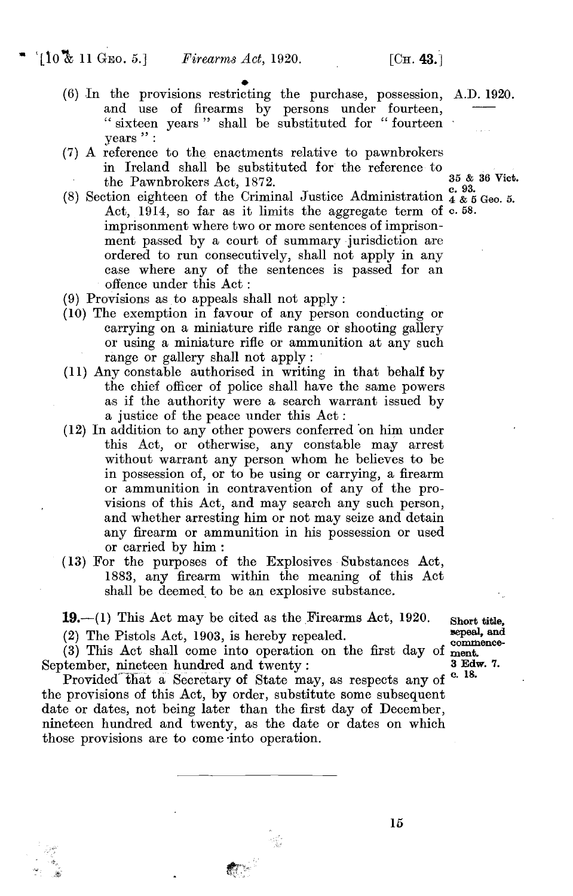(6) In the provisions restricting the purchase, possession, and use of firearms by persons under fourteen, "sixteen years" shall be substituted for "fourteen years":

A.D. 1920.

(7) A reference to the enactments relative to pawnbrokers in Ireland shall be substituted for the reference to the Pawnbrokers Act, 1872.

35 & 36 Vict. c. 93.

(8) Section eighteen of the Criminal Justice Administration Act, 1914, so far as it limits the aggregate term of imprisonment where two or more sentences of imprisonment passed by a court of summary jurisdiction are ordered to run consecutively, shall not apply in any case where any of the sentences is passed for an offence under this Act:

4 & 5 Geo. 5. c. 58.

(9) Provisions as to appeals shall not apply:

(10) The exemption in favour of any person conducting or carrying on a miniature rifle range or shooting gallery or using a miniature rifle or ammunition at any such range or gallery shall not apply:

(11) Any constable authorised in writing in that behalf by the chief officer of police shall have the same powers as if the authority were a search warrant issued by a justice of the peace under this Act:

(12) In addition to any other powers conferred on him under this Act, or otherwise, any constable may arrest without warrant any person whom he believes to be in possession of, or to be using or carrying, a firearm or ammunition in contravention of any of the provisions of this Act, and may search any such person, and whether arresting him or not may seize and detain any firearm or ammunition in his possession or used or carried by him:

(13) For the purposes of the Explosives Substances Act, 1883, any firearm within the meaning of this Act shall be deemed to be an explosive substance.

**19.**—(1) This Act may be cited as the Firearms Act, 1920.

Short title, repeal, and commencement.

(2) The Pistols Act, 1903, is hereby repealed.

3 Edw. 7. c. 18.

(3) This Act shall come into operation on the first day of September, nineteen hundred and twenty:

Provided that a Secretary of State may, as respects any of the provisions of this Act, by order, substitute some subsequent date or dates, not being later than the first day of December, nineteen hundred and twenty, as the date or dates on which those provisions are to come into operation.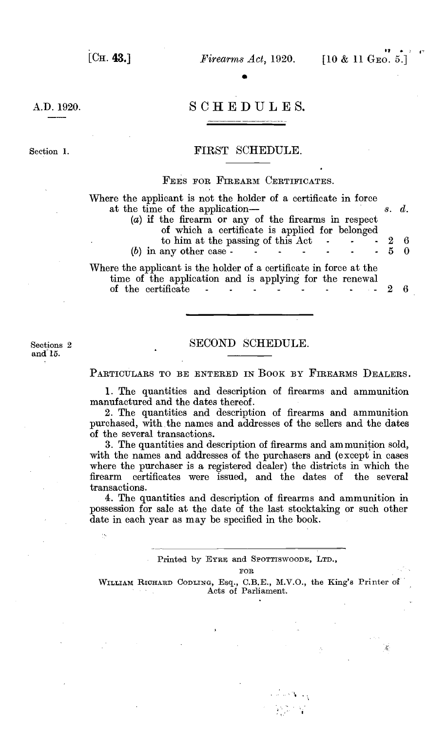A.D. 1920.

# SCHEDULES.

Section 1.

## FIRST SCHEDULE.

### Fees for Firearm Certificates.

| | s. | d. |
|---|---|---|
| Where the applicant is not the holder of a certificate in force at the time of the application— | | |
| (*a*) if the firearm or any of the firearms in respect of which a certificate is applied for belonged to him at the passing of this Act | 2 | 6 |
| (*b*) in any other case | 5 | 0 |
| Where the applicant is the holder of a certificate in force at the time of the application and is applying for the renewal of the certificate | 2 | 6 |

Sections 2 and 15.

## SECOND SCHEDULE.

### Particulars to be entered in Book by Firearms Dealers.

1. The quantities and description of firearms and ammunition manufactured and the dates thereof.

2. The quantities and description of firearms and ammunition purchased, with the names and addresses of the sellers and the dates of the several transactions.

3. The quantities and description of firearms and ammunition sold, with the names and addresses of the purchasers and (except in cases where the purchaser is a registered dealer) the districts in which the firearm certificates were issued, and the dates of the several transactions.

4. The quantities and description of firearms and ammunition in possession for sale at the date of the last stocktaking or such other date in each year as may be specified in the book.

Printed by Eyre and Spottiswoode, Ltd.,
for
William Richard Codling, Esq., C.B.E., M.V.O., the King's Printer of Acts of Parliament.